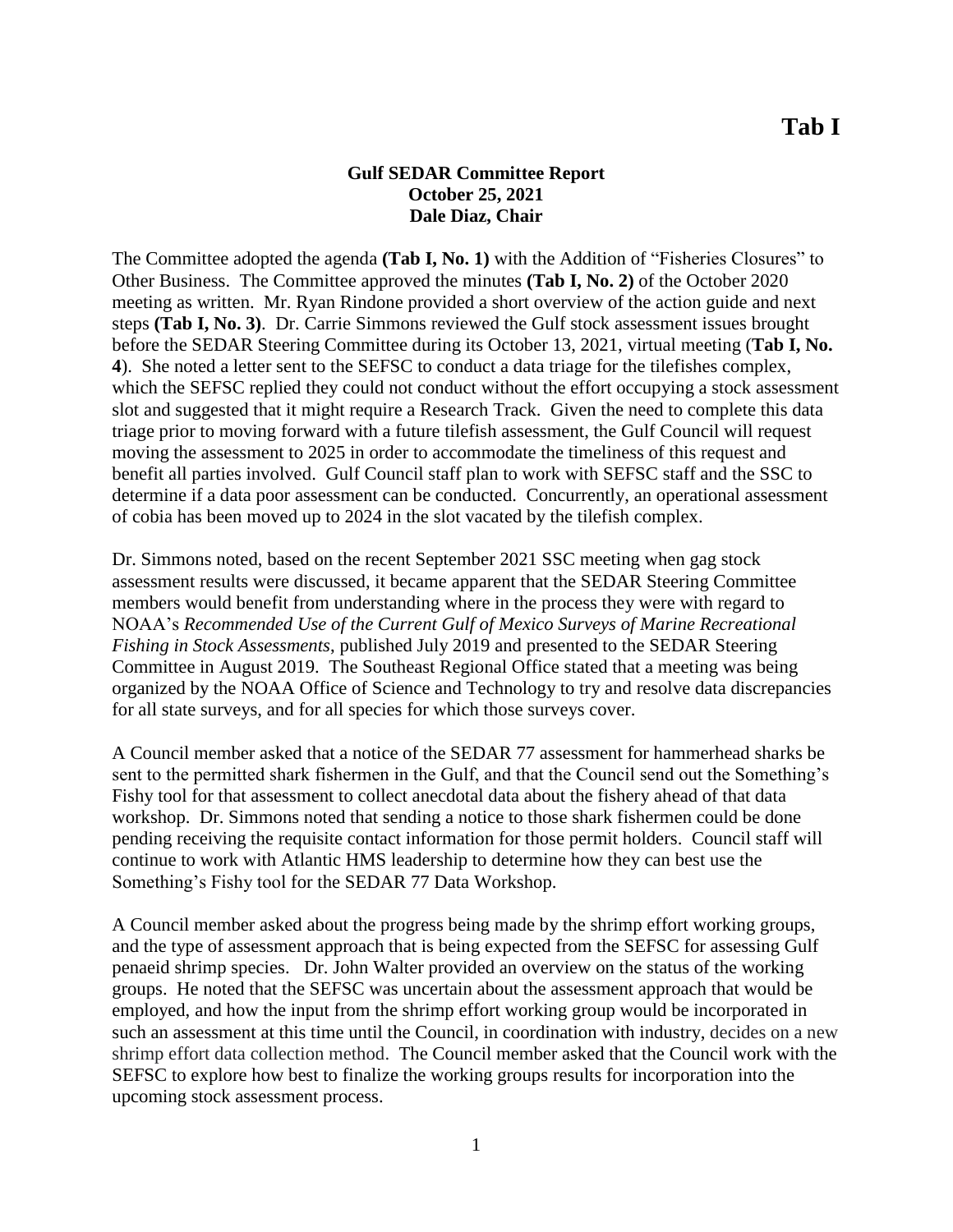# Tab I

**Gulf SEDAR Committee Report**
**October 25, 2021**
**Dale Diaz, Chair**

The Committee adopted the agenda **(Tab I, No. 1)** with the Addition of "Fisheries Closures" to Other Business. The Committee approved the minutes **(Tab I, No. 2)** of the October 2020 meeting as written. Mr. Ryan Rindone provided a short overview of the action guide and next steps **(Tab I, No. 3)**. Dr. Carrie Simmons reviewed the Gulf stock assessment issues brought before the SEDAR Steering Committee during its October 13, 2021, virtual meeting (**Tab I, No. 4**). She noted a letter sent to the SEFSC to conduct a data triage for the tilefishes complex, which the SEFSC replied they could not conduct without the effort occupying a stock assessment slot and suggested that it might require a Research Track. Given the need to complete this data triage prior to moving forward with a future tilefish assessment, the Gulf Council will request moving the assessment to 2025 in order to accommodate the timeliness of this request and benefit all parties involved. Gulf Council staff plan to work with SEFSC staff and the SSC to determine if a data poor assessment can be conducted. Concurrently, an operational assessment of cobia has been moved up to 2024 in the slot vacated by the tilefish complex.

Dr. Simmons noted, based on the recent September 2021 SSC meeting when gag stock assessment results were discussed, it became apparent that the SEDAR Steering Committee members would benefit from understanding where in the process they were with regard to NOAA's *Recommended Use of the Current Gulf of Mexico Surveys of Marine Recreational Fishing in Stock Assessments*, published July 2019 and presented to the SEDAR Steering Committee in August 2019. The Southeast Regional Office stated that a meeting was being organized by the NOAA Office of Science and Technology to try and resolve data discrepancies for all state surveys, and for all species for which those surveys cover.

A Council member asked that a notice of the SEDAR 77 assessment for hammerhead sharks be sent to the permitted shark fishermen in the Gulf, and that the Council send out the Something's Fishy tool for that assessment to collect anecdotal data about the fishery ahead of that data workshop. Dr. Simmons noted that sending a notice to those shark fishermen could be done pending receiving the requisite contact information for those permit holders. Council staff will continue to work with Atlantic HMS leadership to determine how they can best use the Something's Fishy tool for the SEDAR 77 Data Workshop.

A Council member asked about the progress being made by the shrimp effort working groups, and the type of assessment approach that is being expected from the SEFSC for assessing Gulf penaeid shrimp species. Dr. John Walter provided an overview on the status of the working groups. He noted that the SEFSC was uncertain about the assessment approach that would be employed, and how the input from the shrimp effort working group would be incorporated in such an assessment at this time until the Council, in coordination with industry, decides on a new shrimp effort data collection method. The Council member asked that the Council work with the SEFSC to explore how best to finalize the working groups results for incorporation into the upcoming stock assessment process.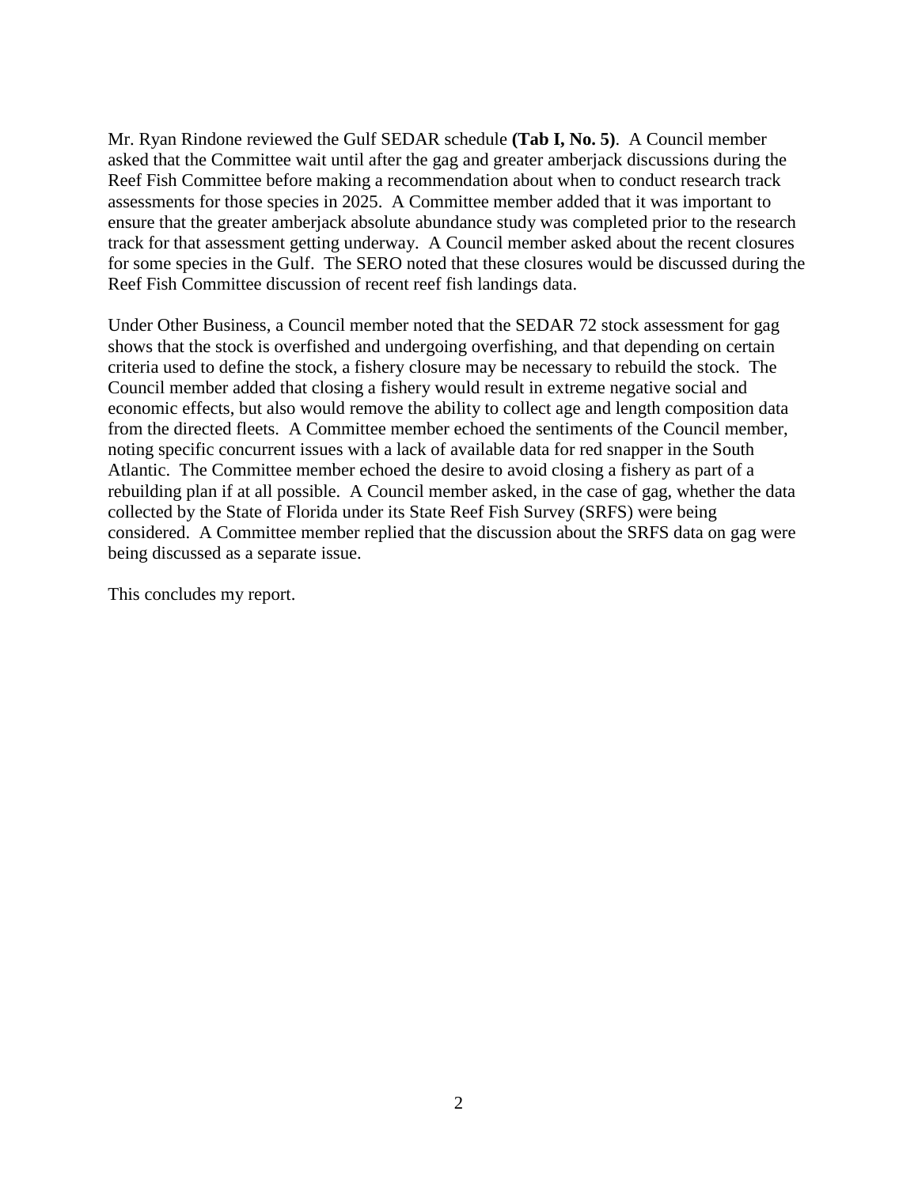Mr. Ryan Rindone reviewed the Gulf SEDAR schedule **(Tab I, No. 5)**. A Council member asked that the Committee wait until after the gag and greater amberjack discussions during the Reef Fish Committee before making a recommendation about when to conduct research track assessments for those species in 2025. A Committee member added that it was important to ensure that the greater amberjack absolute abundance study was completed prior to the research track for that assessment getting underway. A Council member asked about the recent closures for some species in the Gulf. The SERO noted that these closures would be discussed during the Reef Fish Committee discussion of recent reef fish landings data.

Under Other Business, a Council member noted that the SEDAR 72 stock assessment for gag shows that the stock is overfished and undergoing overfishing, and that depending on certain criteria used to define the stock, a fishery closure may be necessary to rebuild the stock. The Council member added that closing a fishery would result in extreme negative social and economic effects, but also would remove the ability to collect age and length composition data from the directed fleets. A Committee member echoed the sentiments of the Council member, noting specific concurrent issues with a lack of available data for red snapper in the South Atlantic. The Committee member echoed the desire to avoid closing a fishery as part of a rebuilding plan if at all possible. A Council member asked, in the case of gag, whether the data collected by the State of Florida under its State Reef Fish Survey (SRFS) were being considered. A Committee member replied that the discussion about the SRFS data on gag were being discussed as a separate issue.

This concludes my report.